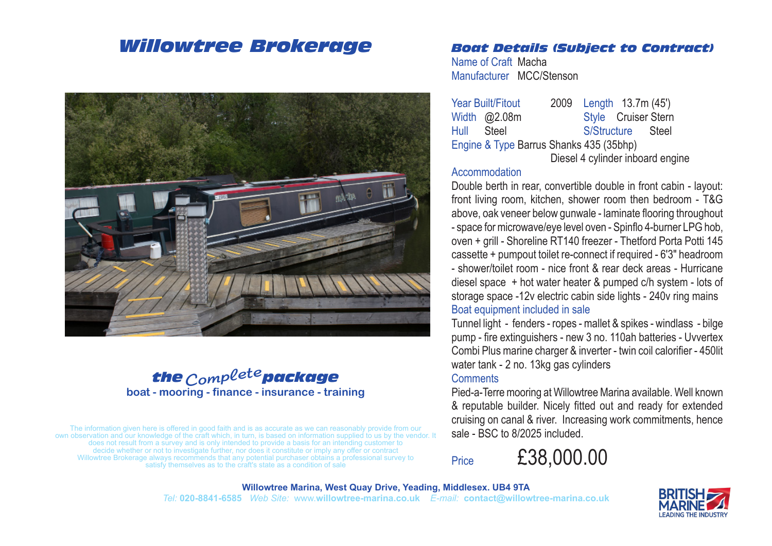# Willowtree Brokerage

## the Complete package

**boat - mooring - finance - insurance - training**

The information given here is offered in good faith and is as accurate as we can reasonably provide from our own observation and our knowledge of the craft which, in turn, is based on information supplied to us by the vendor. It does not result from a survey and is only intended to provide a basis for an intending customer to decide whether or not to investigate further, nor does it constitute or imply any offer or contract. Willowtree Brokerage always recommends that any potential purchaser obtains a professional survey to satisfy themselves as to the craft's state as a condition of sale

## Boat Details (Subject to Contract)

Name of Craft Macha
Manufacturer MCC/Stenson

Year Built/Fitout 2009 Length 13.7m (45')
Width @2.08m Style Cruiser Stern
Hull Steel S/Structure Steel
Engine & Type Barrus Shanks 435 (35bhp)
Diesel 4 cylinder inboard engine

### Accommodation

Double berth in rear, convertible double in front cabin - layout: front living room, kitchen, shower room then bedroom - T&G above, oak veneer below gunwale - laminate flooring throughout - space for microwave/eye level oven - Spinflo 4-burner LPG hob, oven + grill - Shoreline RT140 freezer - Thetford Porta Potti 145 cassette + pumpout toilet re-connect if required - 6'3" headroom - shower/toilet room - nice front & rear deck areas - Hurricane diesel space + hot water heater & pumped c/h system - lots of storage space -12v electric cabin side lights - 240v ring mains

### Boat equipment included in sale

Tunnel light - fenders - ropes - mallet & spikes - windlass - bilge pump - fire extinguishers - new 3 no. 110ah batteries - Uvvertex Combi Plus marine charger & inverter - twin coil calorifier - 450lit water tank - 2 no. 13kg gas cylinders

### Comments

Pied-a-Terre mooring at Willowtree Marina available. Well known & reputable builder. Nicely fitted out and ready for extended cruising on canal & river. Increasing work commitments, hence sale - BSC to 8/2025 included.

Price £38,000.00

**Willowtree Marina, West Quay Drive, Yeading, Middlesex. UB4 9TA**
*Tel:* **020-8841-6585** *Web Site:* www.**willowtree-marina.co.uk** *E-mail:* **contact@willowtree-marina.co.uk**

BRITISH MARINE LEADING THE INDUSTRY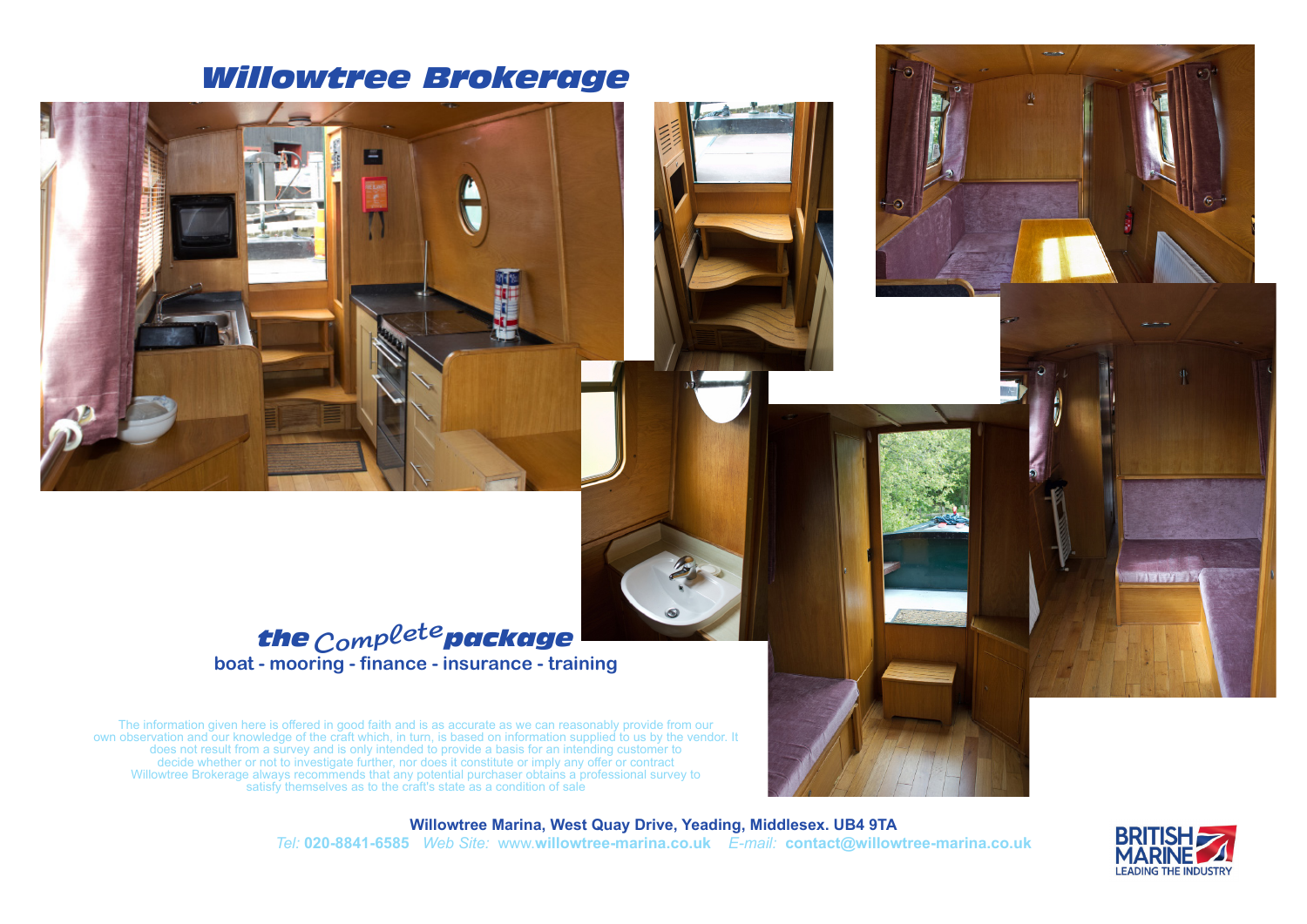# Willowtree Brokerage

**the Complete package**

**boat - mooring - finance - insurance - training**

The information given here is offered in good faith and is as accurate as we can reasonably provide from our own observation and our knowledge of the craft which, in turn, is based on information supplied to us by the vendor. It does not result from a survey and is only intended to provide a basis for an intending customer to decide whether or not to investigate further, nor does it constitute or imply any offer or contract Willowtree Brokerage always recommends that any potential purchaser obtains a professional survey to satisfy themselves as to the craft's state as a condition of sale

**Willowtree Marina, West Quay Drive, Yeading, Middlesex. UB4 9TA**

*Tel:* **020-8841-6585** *Web Site:* www.**willowtree-marina.co.uk** *E-mail:* **contact@willowtree-marina.co.uk**

BRITISH MARINE LEADING THE INDUSTRY